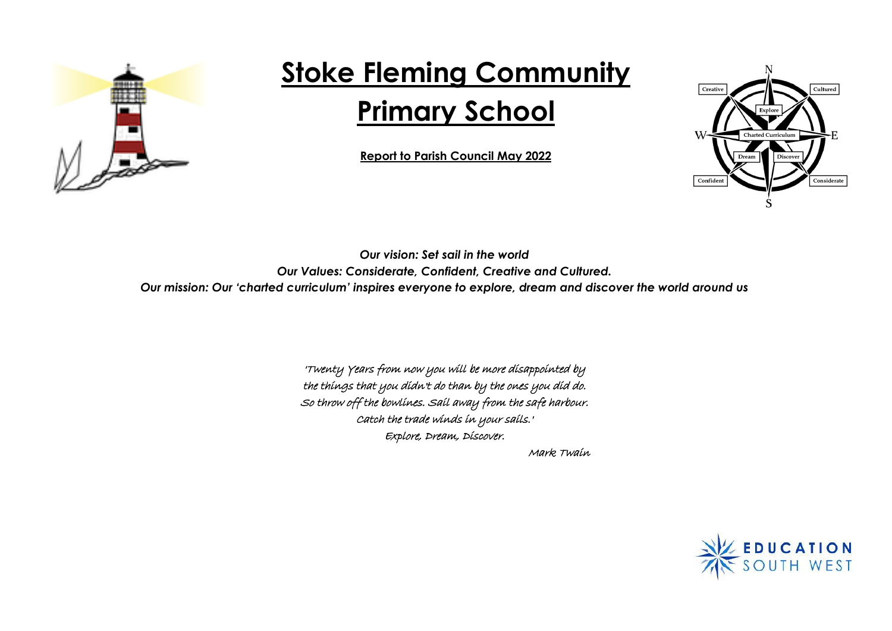# Stoke Fleming Community Primary School

**Report to Parish Council May 2022**

*Our vision: Set sail in the world*
*Our Values: Considerate, Confident, Creative and Cultured.*
*Our mission: Our 'charted curriculum' inspires everyone to explore, dream and discover the world around us*

'Twenty Years from now you will be more disappointed by
the things that you didn't do than by the ones you did do.
So throw off the bowlines. Sail away from the safe harbour.
Catch the trade winds in your sails.'
Explore, Dream, Discover.

Mark Twain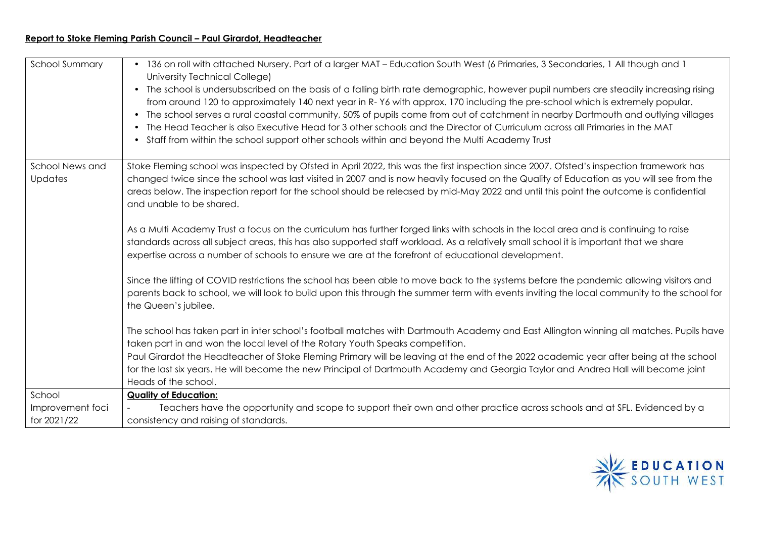**Report to Stoke Fleming Parish Council – Paul Girardot, Headteacher**

| | |
|---|---|
| School Summary | • 136 on roll with attached Nursery. Part of a larger MAT – Education South West (6 Primaries, 3 Secondaries, 1 All though and 1 University Technical College)<br>• The school is undersubscribed on the basis of a falling birth rate demographic, however pupil numbers are steadily increasing rising from around 120 to approximately 140 next year in R- Y6 with approx. 170 including the pre-school which is extremely popular.<br>• The school serves a rural coastal community, 50% of pupils come from out of catchment in nearby Dartmouth and outlying villages<br>• The Head Teacher is also Executive Head for 3 other schools and the Director of Curriculum across all Primaries in the MAT<br>• Staff from within the school support other schools within and beyond the Multi Academy Trust |
| School News and Updates | Stoke Fleming school was inspected by Ofsted in April 2022, this was the first inspection since 2007. Ofsted's inspection framework has changed twice since the school was last visited in 2007 and is now heavily focused on the Quality of Education as you will see from the areas below. The inspection report for the school should be released by mid-May 2022 and until this point the outcome is confidential and unable to be shared.<br><br>As a Multi Academy Trust a focus on the curriculum has further forged links with schools in the local area and is continuing to raise standards across all subject areas, this has also supported staff workload. As a relatively small school it is important that we share expertise across a number of schools to ensure we are at the forefront of educational development.<br><br>Since the lifting of COVID restrictions the school has been able to move back to the systems before the pandemic allowing visitors and parents back to school, we will look to build upon this through the summer term with events inviting the local community to the school for the Queen's jubilee.<br><br>The school has taken part in inter school's football matches with Dartmouth Academy and East Allington winning all matches. Pupils have taken part in and won the local level of the Rotary Youth Speaks competition.<br>Paul Girardot the Headteacher of Stoke Fleming Primary will be leaving at the end of the 2022 academic year after being at the school for the last six years. He will become the new Principal of Dartmouth Academy and Georgia Taylor and Andrea Hall will become joint Heads of the school. |
| School Improvement foci for 2021/22 | **Quality of Education:**<br>- Teachers have the opportunity and scope to support their own and other practice across schools and at SFL. Evidenced by a consistency and raising of standards. |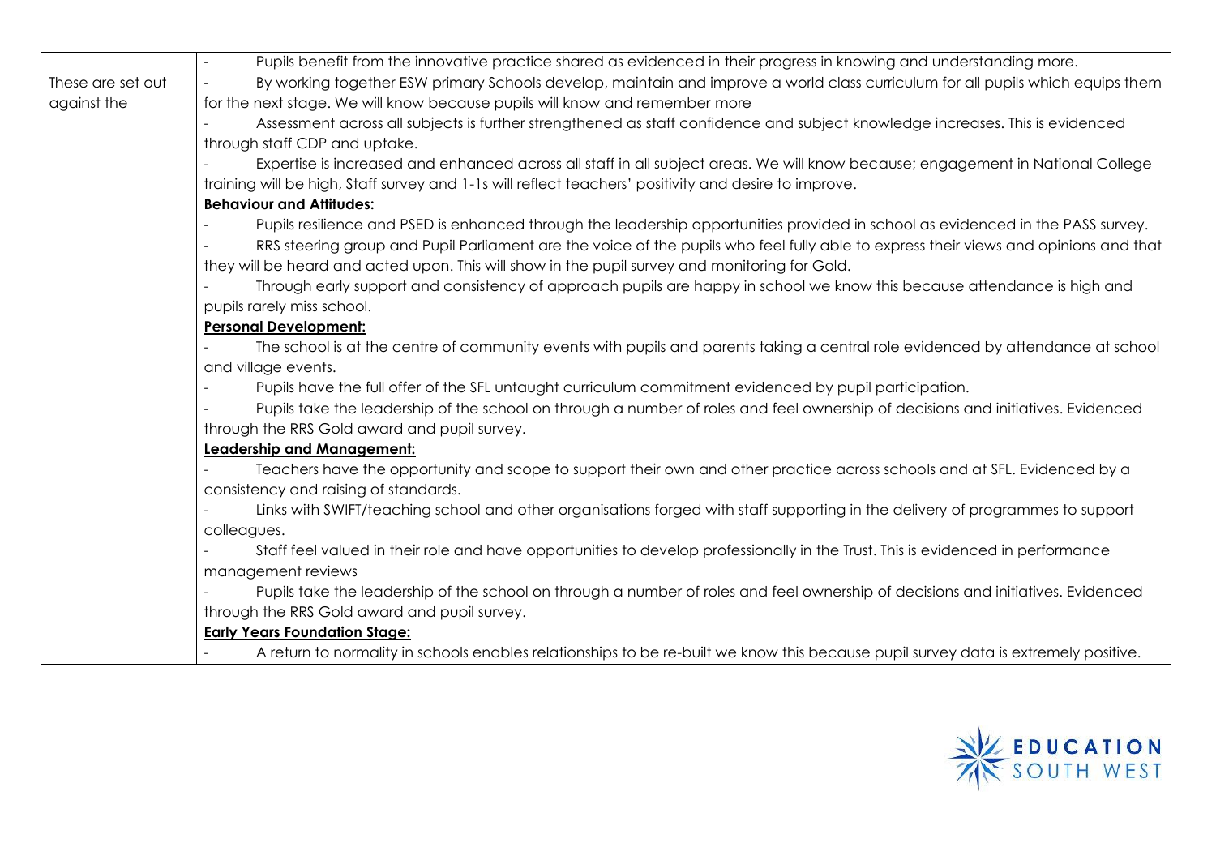| | |
|---|---|
| These are set out against the | - Pupils benefit from the innovative practice shared as evidenced in their progress in knowing and understanding more.<br>- By working together ESW primary Schools develop, maintain and improve a world class curriculum for all pupils which equips them for the next stage. We will know because pupils will know and remember more<br>- Assessment across all subjects is further strengthened as staff confidence and subject knowledge increases. This is evidenced through staff CDP and uptake.<br>- Expertise is increased and enhanced across all staff in all subject areas. We will know because; engagement in National College training will be high, Staff survey and 1-1s will reflect teachers' positivity and desire to improve.<br>**Behaviour and Attitudes:**<br>- Pupils resilience and PSED is enhanced through the leadership opportunities provided in school as evidenced in the PASS survey.<br>- RRS steering group and Pupil Parliament are the voice of the pupils who feel fully able to express their views and opinions and that they will be heard and acted upon. This will show in the pupil survey and monitoring for Gold.<br>- Through early support and consistency of approach pupils are happy in school we know this because attendance is high and pupils rarely miss school.<br>**Personal Development:**<br>- The school is at the centre of community events with pupils and parents taking a central role evidenced by attendance at school and village events.<br>- Pupils have the full offer of the SFL untaught curriculum commitment evidenced by pupil participation.<br>- Pupils take the leadership of the school on through a number of roles and feel ownership of decisions and initiatives. Evidenced through the RRS Gold award and pupil survey.<br>**Leadership and Management:**<br>- Teachers have the opportunity and scope to support their own and other practice across schools and at SFL. Evidenced by a consistency and raising of standards.<br>- Links with SWIFT/teaching school and other organisations forged with staff supporting in the delivery of programmes to support colleagues.<br>- Staff feel valued in their role and have opportunities to develop professionally in the Trust. This is evidenced in performance management reviews<br>- Pupils take the leadership of the school on through a number of roles and feel ownership of decisions and initiatives. Evidenced through the RRS Gold award and pupil survey.<br>**Early Years Foundation Stage:**<br>- A return to normality in schools enables relationships to be re-built we know this because pupil survey data is extremely positive. |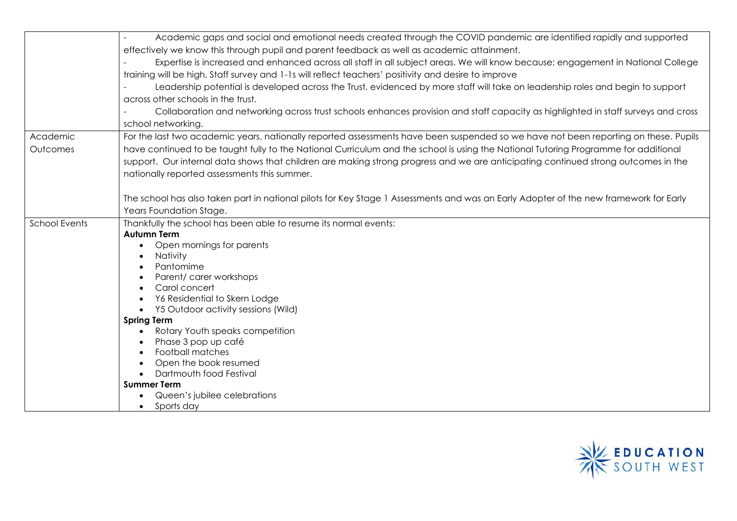| | |
|---|---|
| | - Academic gaps and social and emotional needs created through the COVID pandemic are identified rapidly and supported effectively we know this through pupil and parent feedback as well as academic attainment.<br>- Expertise is increased and enhanced across all staff in all subject areas. We will know because; engagement in National College training will be high, Staff survey and 1-1s will reflect teachers' positivity and desire to improve<br>- Leadership potential is developed across the Trust, evidenced by more staff will take on leadership roles and begin to support across other schools in the trust.<br>- Collaboration and networking across trust schools enhances provision and staff capacity as highlighted in staff surveys and cross school networking. |
| Academic Outcomes | For the last two academic years, nationally reported assessments have been suspended so we have not been reporting on these. Pupils have continued to be taught fully to the National Curriculum and the school is using the National Tutoring Programme for additional support. Our internal data shows that children are making strong progress and we are anticipating continued strong outcomes in the nationally reported assessments this summer.<br><br>The school has also taken part in national pilots for Key Stage 1 Assessments and was an Early Adopter of the new framework for Early Years Foundation Stage. |
| School Events | Thankfully the school has been able to resume its normal events:<br>**Autumn Term**<br>• Open mornings for parents<br>• Nativity<br>• Pantomime<br>• Parent/ carer workshops<br>• Carol concert<br>• Y6 Residential to Skern Lodge<br>• Y5 Outdoor activity sessions (Wild)<br>**Spring Term**<br>• Rotary Youth speaks competition<br>• Phase 3 pop up café<br>• Football matches<br>• Open the book resumed<br>• Dartmouth food Festival<br>**Summer Term**<br>• Queen's jubilee celebrations<br>• Sports day |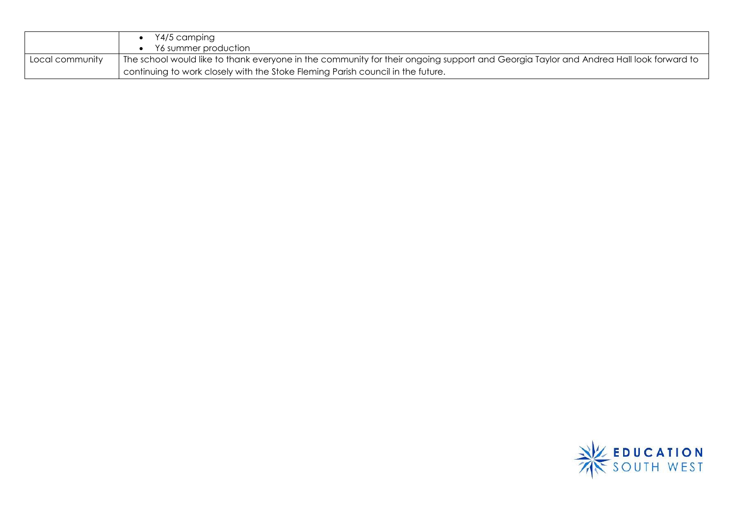| | |
|---|---|
| | • Y4/5 camping<br>• Y6 summer production |
| Local community | The school would like to thank everyone in the community for their ongoing support and Georgia Taylor and Andrea Hall look forward to continuing to work closely with the Stoke Fleming Parish council in the future. |